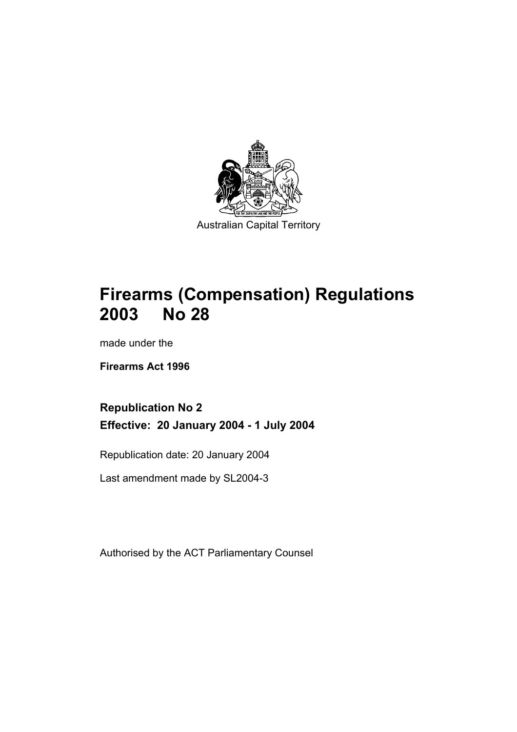Australian Capital Territory

# Firearms (Compensation) Regulations 2003 No 28

made under the

**Firearms Act 1996**

**Republication No 2**

**Effective: 20 January 2004 - 1 July 2004**

Republication date: 20 January 2004

Last amendment made by SL2004-3

Authorised by the ACT Parliamentary Counsel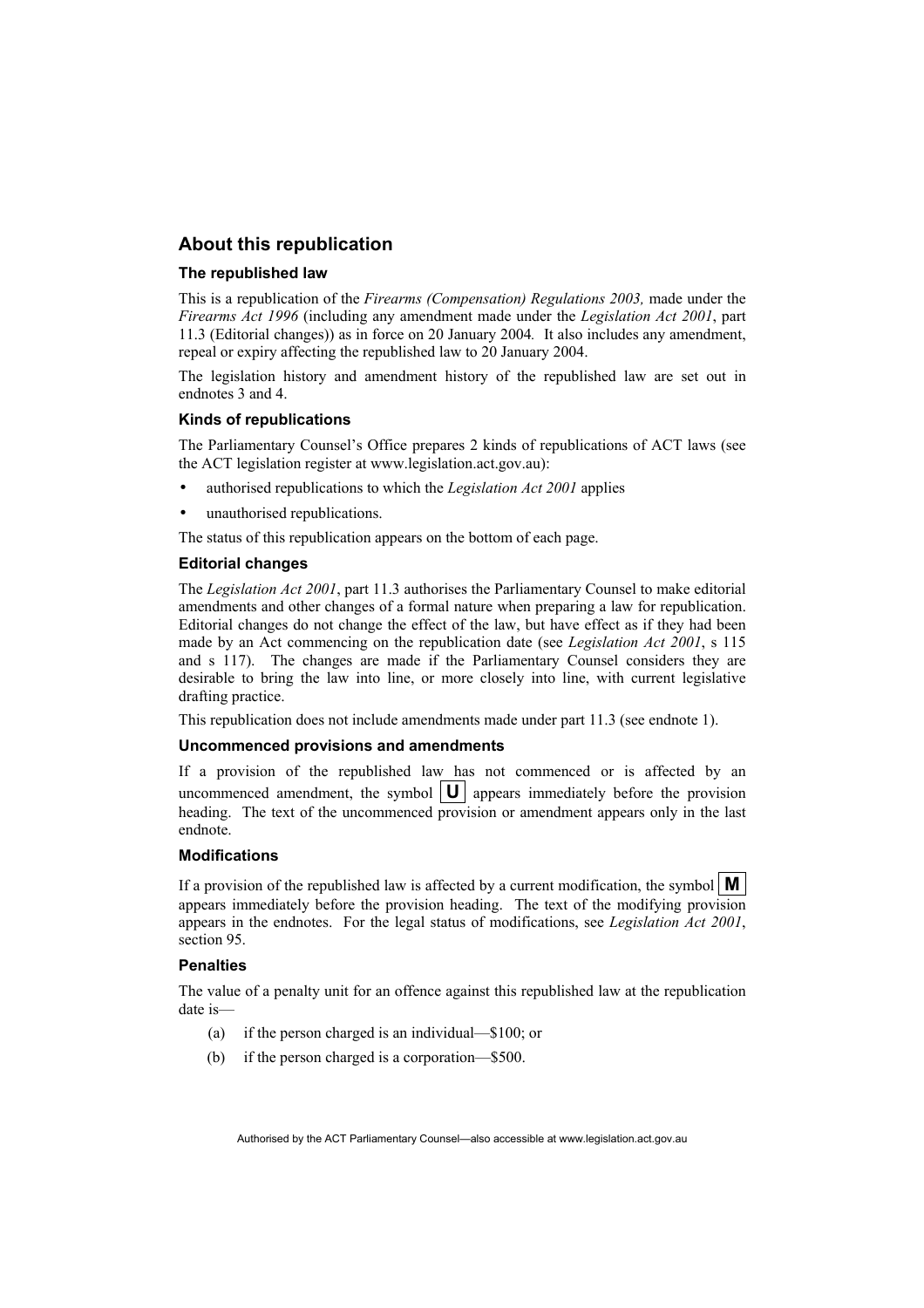## About this republication

### The republished law

This is a republication of the *Firearms (Compensation) Regulations 2003,* made under the *Firearms Act 1996* (including any amendment made under the *Legislation Act 2001*, part 11.3 (Editorial changes)) as in force on 20 January 2004*.* It also includes any amendment, repeal or expiry affecting the republished law to 20 January 2004.

The legislation history and amendment history of the republished law are set out in endnotes 3 and 4.

### Kinds of republications

The Parliamentary Counsel's Office prepares 2 kinds of republications of ACT laws (see the ACT legislation register at www.legislation.act.gov.au):

- authorised republications to which the *Legislation Act 2001* applies
- unauthorised republications.

The status of this republication appears on the bottom of each page.

### Editorial changes

The *Legislation Act 2001*, part 11.3 authorises the Parliamentary Counsel to make editorial amendments and other changes of a formal nature when preparing a law for republication. Editorial changes do not change the effect of the law, but have effect as if they had been made by an Act commencing on the republication date (see *Legislation Act 2001*, s 115 and s 117). The changes are made if the Parliamentary Counsel considers they are desirable to bring the law into line, or more closely into line, with current legislative drafting practice.

This republication does not include amendments made under part 11.3 (see endnote 1).

### Uncommenced provisions and amendments

If a provision of the republished law has not commenced or is affected by an uncommenced amendment, the symbol **U** appears immediately before the provision heading. The text of the uncommenced provision or amendment appears only in the last endnote.

### Modifications

If a provision of the republished law is affected by a current modification, the symbol **M** appears immediately before the provision heading. The text of the modifying provision appears in the endnotes. For the legal status of modifications, see *Legislation Act 2001*, section 95.

### Penalties

The value of a penalty unit for an offence against this republished law at the republication date is—

(a) if the person charged is an individual—$100; or

(b) if the person charged is a corporation—$500.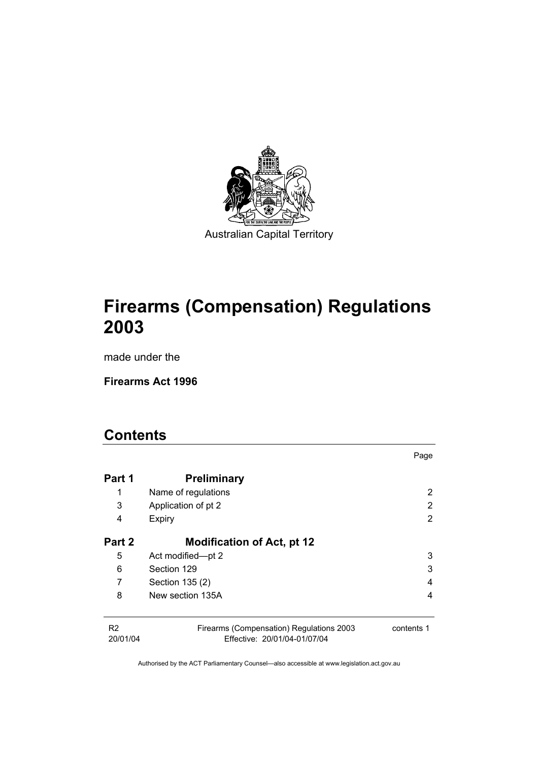Australian Capital Territory

# Firearms (Compensation) Regulations 2003

made under the

**Firearms Act 1996**

## Contents

| | | Page |
|---|---|---|
| **Part 1** | **Preliminary** | |
| 1 | Name of regulations | 2 |
| 3 | Application of pt 2 | 2 |
| 4 | Expiry | 2 |
| **Part 2** | **Modification of Act, pt 12** | |
| 5 | Act modified—pt 2 | 3 |
| 6 | Section 129 | 3 |
| 7 | Section 135 (2) | 4 |
| 8 | New section 135A | 4 |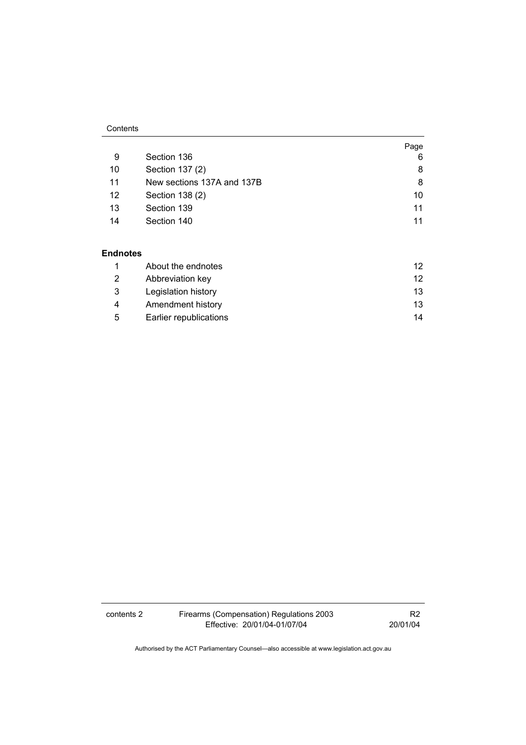| | | Page |
|---|---|---|
| 9 | Section 136 | 6 |
| 10 | Section 137 (2) | 8 |
| 11 | New sections 137A and 137B | 8 |
| 12 | Section 138 (2) | 10 |
| 13 | Section 139 | 11 |
| 14 | Section 140 | 11 |

**Endnotes**

| | | |
|---|---|---|
| 1 | About the endnotes | 12 |
| 2 | Abbreviation key | 12 |
| 3 | Legislation history | 13 |
| 4 | Amendment history | 13 |
| 5 | Earlier republications | 14 |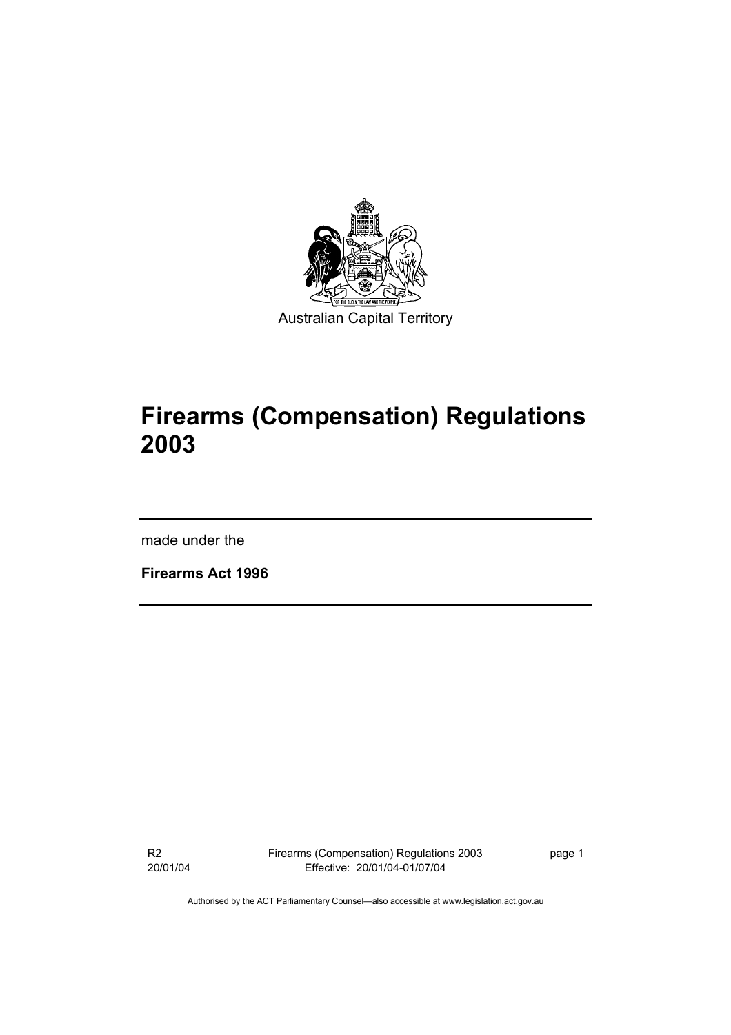Australian Capital Territory

# Firearms (Compensation) Regulations 2003

made under the

**Firearms Act 1996**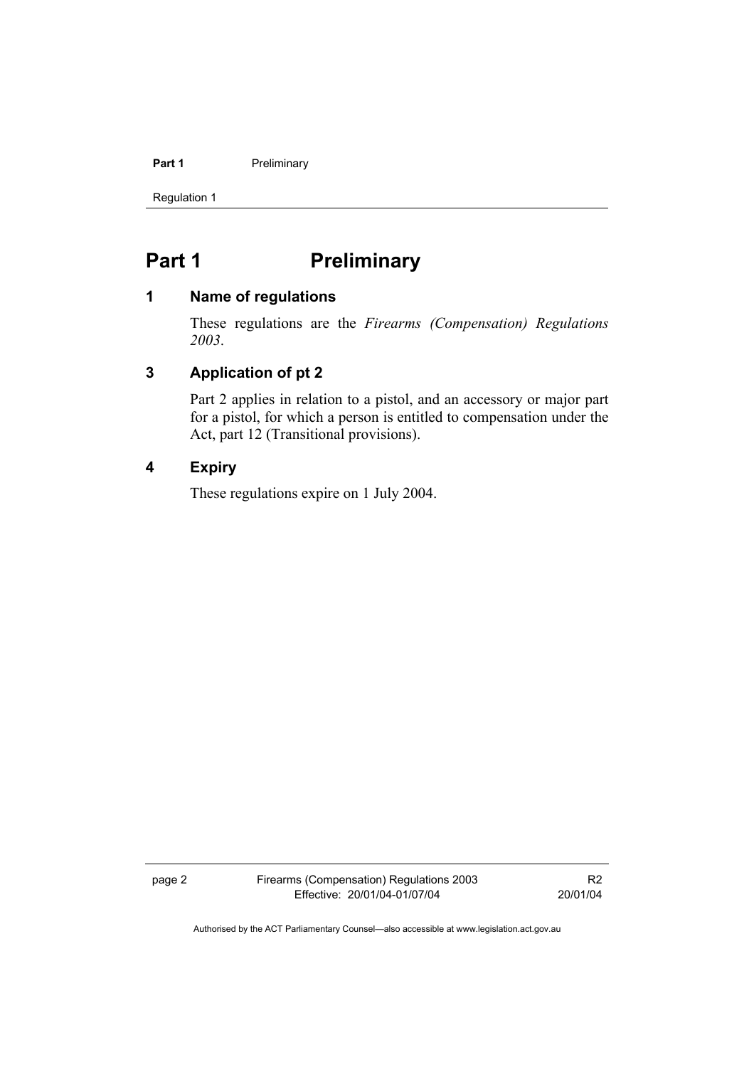# Part 1 Preliminary

## 1 Name of regulations

These regulations are the *Firearms (Compensation) Regulations 2003*.

## 3 Application of pt 2

Part 2 applies in relation to a pistol, and an accessory or major part for a pistol, for which a person is entitled to compensation under the Act, part 12 (Transitional provisions).

## 4 Expiry

These regulations expire on 1 July 2004.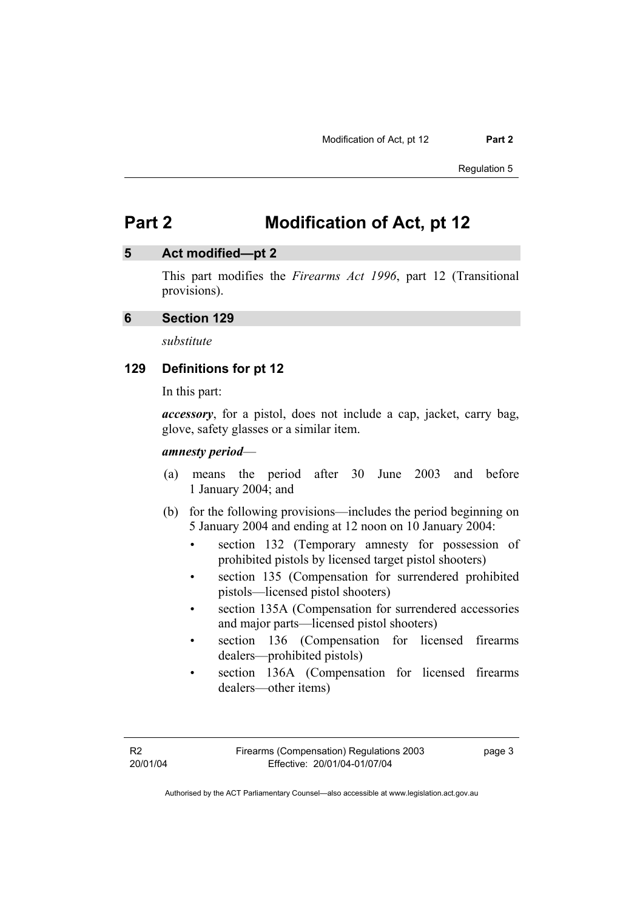# Part 2 Modification of Act, pt 12

## 5 Act modified—pt 2

This part modifies the *Firearms Act 1996*, part 12 (Transitional provisions).

## 6 Section 129

*substitute*

### 129 Definitions for pt 12

In this part:

***accessory***, for a pistol, does not include a cap, jacket, carry bag, glove, safety glasses or a similar item.

***amnesty period***—

(a) means the period after 30 June 2003 and before 1 January 2004; and

(b) for the following provisions—includes the period beginning on 5 January 2004 and ending at 12 noon on 10 January 2004:

- section 132 (Temporary amnesty for possession of prohibited pistols by licensed target pistol shooters)
- section 135 (Compensation for surrendered prohibited pistols—licensed pistol shooters)
- section 135A (Compensation for surrendered accessories and major parts—licensed pistol shooters)
- section 136 (Compensation for licensed firearms dealers—prohibited pistols)
- section 136A (Compensation for licensed firearms dealers—other items)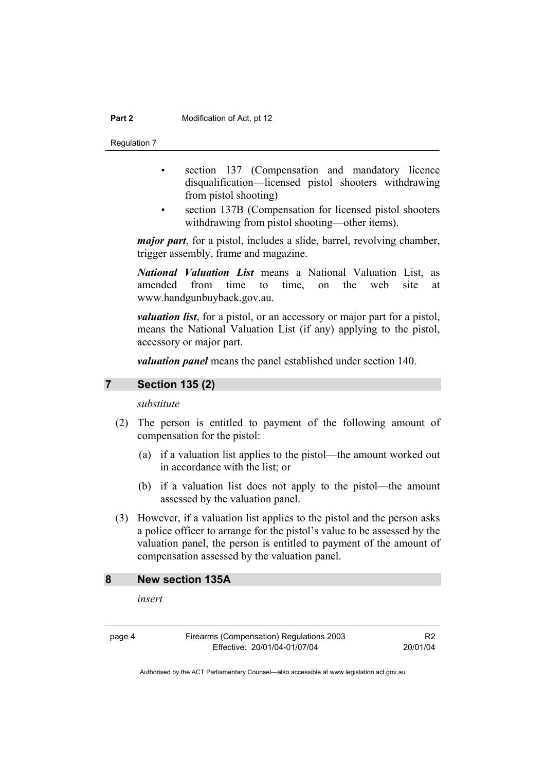- section 137 (Compensation and mandatory licence disqualification—licensed pistol shooters withdrawing from pistol shooting)
- section 137B (Compensation for licensed pistol shooters withdrawing from pistol shooting—other items).

***major part***, for a pistol, includes a slide, barrel, revolving chamber, trigger assembly, frame and magazine.

***National Valuation List*** means a National Valuation List, as amended from time to time, on the web site at www.handgunbuyback.gov.au.

***valuation list***, for a pistol, or an accessory or major part for a pistol, means the National Valuation List (if any) applying to the pistol, accessory or major part.

***valuation panel*** means the panel established under section 140.

## 7 Section 135 (2)

*substitute*

(2) The person is entitled to payment of the following amount of compensation for the pistol:

(a) if a valuation list applies to the pistol—the amount worked out in accordance with the list; or

(b) if a valuation list does not apply to the pistol—the amount assessed by the valuation panel.

(3) However, if a valuation list applies to the pistol and the person asks a police officer to arrange for the pistol's value to be assessed by the valuation panel, the person is entitled to payment of the amount of compensation assessed by the valuation panel.

## 8 New section 135A

*insert*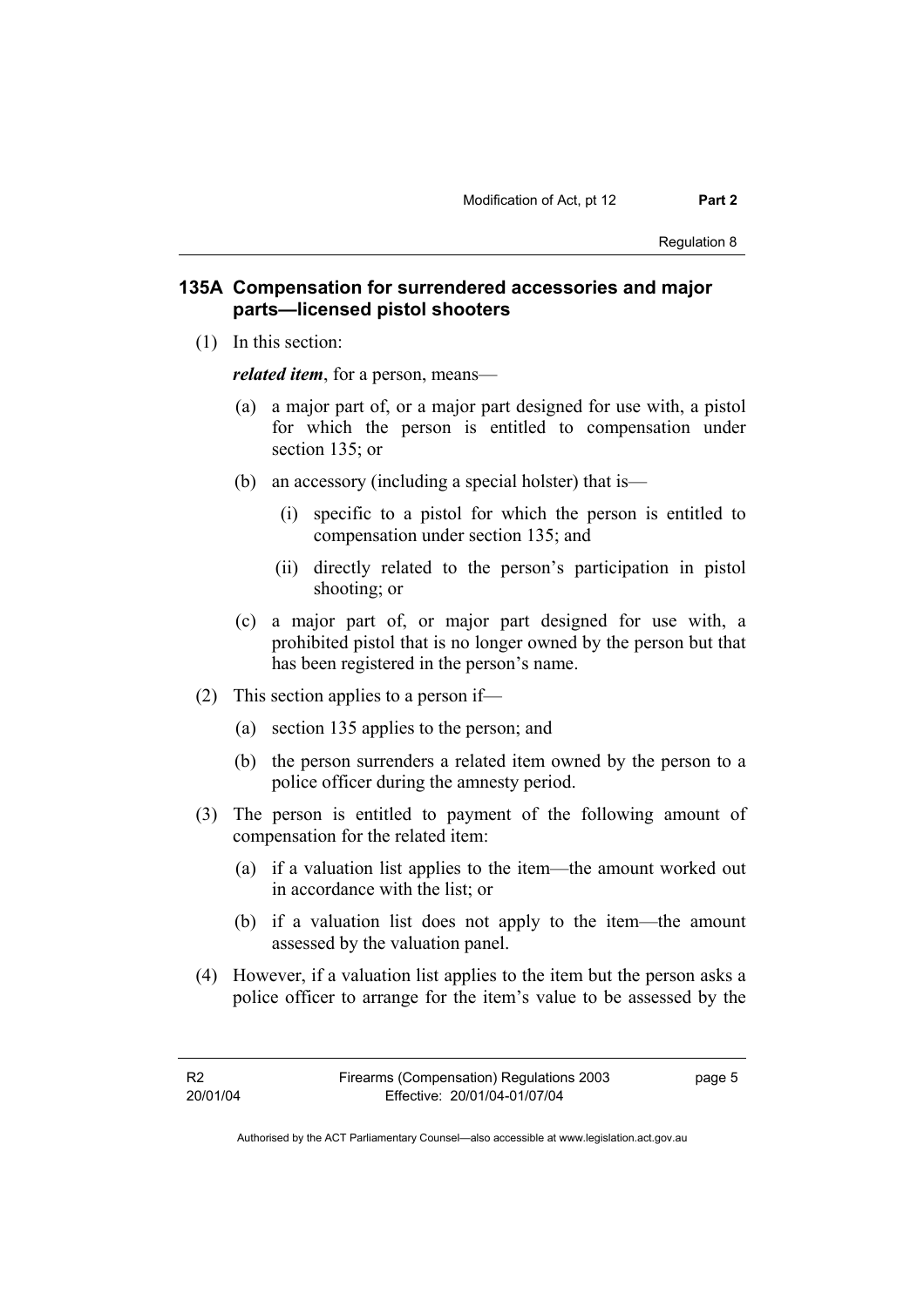### 135A Compensation for surrendered accessories and major parts—licensed pistol shooters

(1) In this section:

***related item***, for a person, means—

(a) a major part of, or a major part designed for use with, a pistol for which the person is entitled to compensation under section 135; or

(b) an accessory (including a special holster) that is—

(i) specific to a pistol for which the person is entitled to compensation under section 135; and

(ii) directly related to the person's participation in pistol shooting; or

(c) a major part of, or major part designed for use with, a prohibited pistol that is no longer owned by the person but that has been registered in the person's name.

(2) This section applies to a person if—

(a) section 135 applies to the person; and

(b) the person surrenders a related item owned by the person to a police officer during the amnesty period.

(3) The person is entitled to payment of the following amount of compensation for the related item:

(a) if a valuation list applies to the item—the amount worked out in accordance with the list; or

(b) if a valuation list does not apply to the item—the amount assessed by the valuation panel.

(4) However, if a valuation list applies to the item but the person asks a police officer to arrange for the item's value to be assessed by the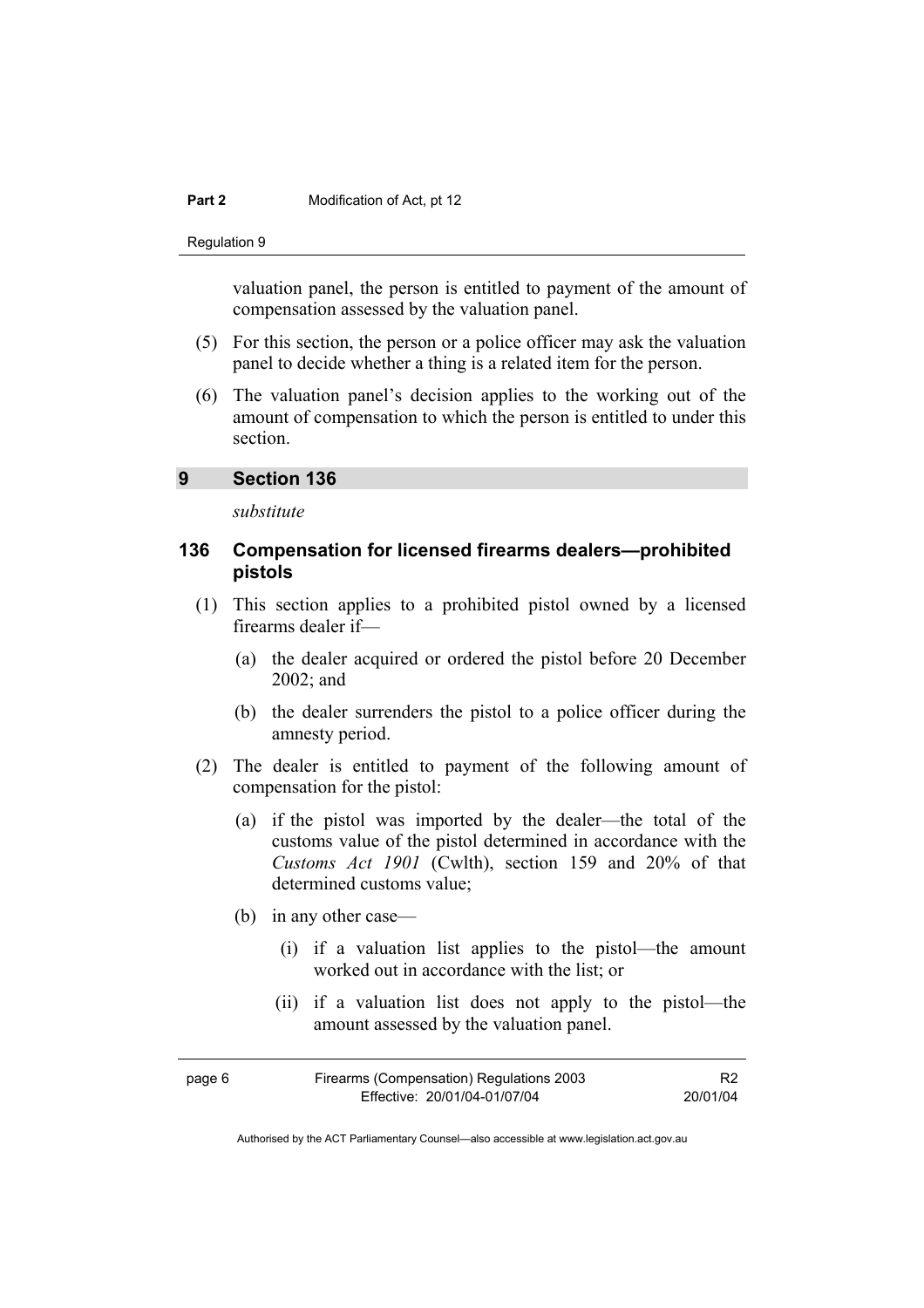valuation panel, the person is entitled to payment of the amount of compensation assessed by the valuation panel.

(5) For this section, the person or a police officer may ask the valuation panel to decide whether a thing is a related item for the person.

(6) The valuation panel's decision applies to the working out of the amount of compensation to which the person is entitled to under this section.

## 9 Section 136

*substitute*

### 136 Compensation for licensed firearms dealers—prohibited pistols

(1) This section applies to a prohibited pistol owned by a licensed firearms dealer if—

(a) the dealer acquired or ordered the pistol before 20 December 2002; and

(b) the dealer surrenders the pistol to a police officer during the amnesty period.

(2) The dealer is entitled to payment of the following amount of compensation for the pistol:

(a) if the pistol was imported by the dealer—the total of the customs value of the pistol determined in accordance with the *Customs Act 1901* (Cwlth), section 159 and 20% of that determined customs value;

(b) in any other case—

(i) if a valuation list applies to the pistol—the amount worked out in accordance with the list; or

(ii) if a valuation list does not apply to the pistol—the amount assessed by the valuation panel.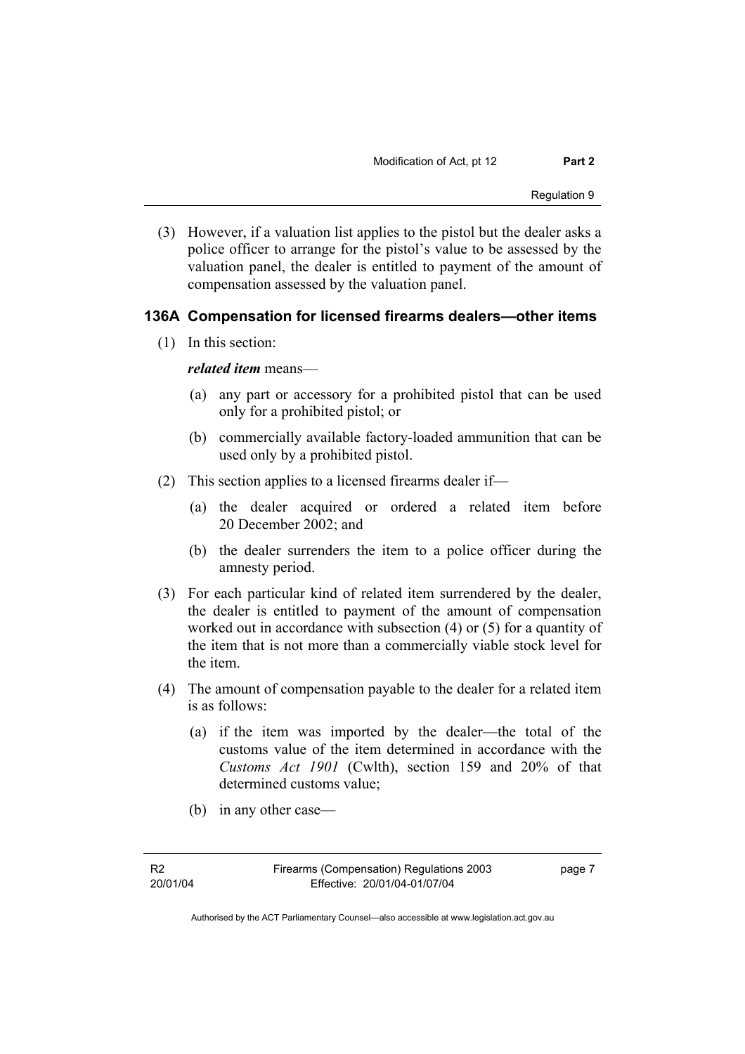(3) However, if a valuation list applies to the pistol but the dealer asks a police officer to arrange for the pistol's value to be assessed by the valuation panel, the dealer is entitled to payment of the amount of compensation assessed by the valuation panel.

### 136A Compensation for licensed firearms dealers—other items

(1) In this section:

***related item*** means—

(a) any part or accessory for a prohibited pistol that can be used only for a prohibited pistol; or

(b) commercially available factory-loaded ammunition that can be used only by a prohibited pistol.

(2) This section applies to a licensed firearms dealer if—

(a) the dealer acquired or ordered a related item before 20 December 2002; and

(b) the dealer surrenders the item to a police officer during the amnesty period.

(3) For each particular kind of related item surrendered by the dealer, the dealer is entitled to payment of the amount of compensation worked out in accordance with subsection (4) or (5) for a quantity of the item that is not more than a commercially viable stock level for the item.

(4) The amount of compensation payable to the dealer for a related item is as follows:

(a) if the item was imported by the dealer—the total of the customs value of the item determined in accordance with the *Customs Act 1901* (Cwlth), section 159 and 20% of that determined customs value;

(b) in any other case—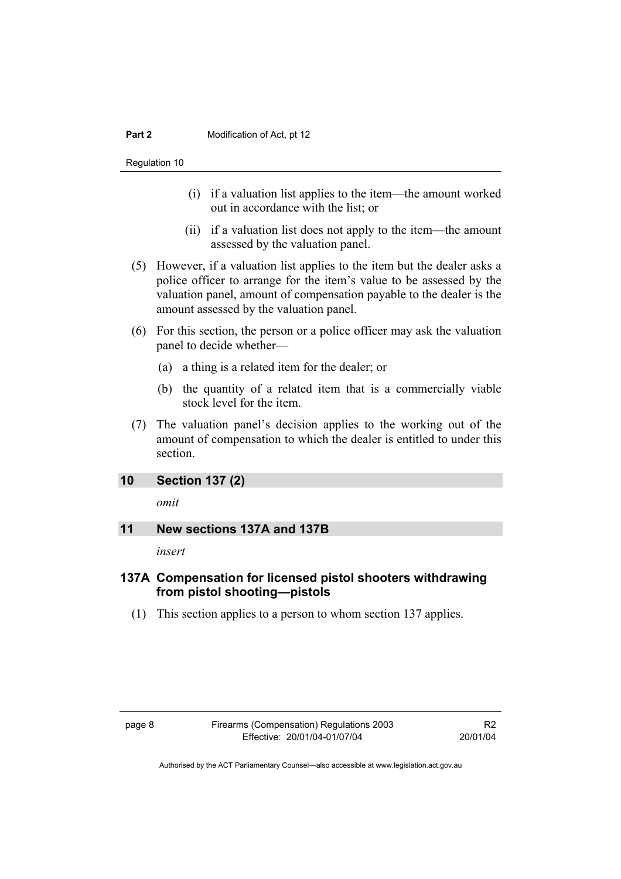(i) if a valuation list applies to the item—the amount worked out in accordance with the list; or

(ii) if a valuation list does not apply to the item—the amount assessed by the valuation panel.

(5) However, if a valuation list applies to the item but the dealer asks a police officer to arrange for the item's value to be assessed by the valuation panel, amount of compensation payable to the dealer is the amount assessed by the valuation panel.

(6) For this section, the person or a police officer may ask the valuation panel to decide whether—

(a) a thing is a related item for the dealer; or

(b) the quantity of a related item that is a commercially viable stock level for the item.

(7) The valuation panel's decision applies to the working out of the amount of compensation to which the dealer is entitled to under this section.

## 10 Section 137 (2)

*omit*

## 11 New sections 137A and 137B

*insert*

### 137A Compensation for licensed pistol shooters withdrawing from pistol shooting—pistols

(1) This section applies to a person to whom section 137 applies.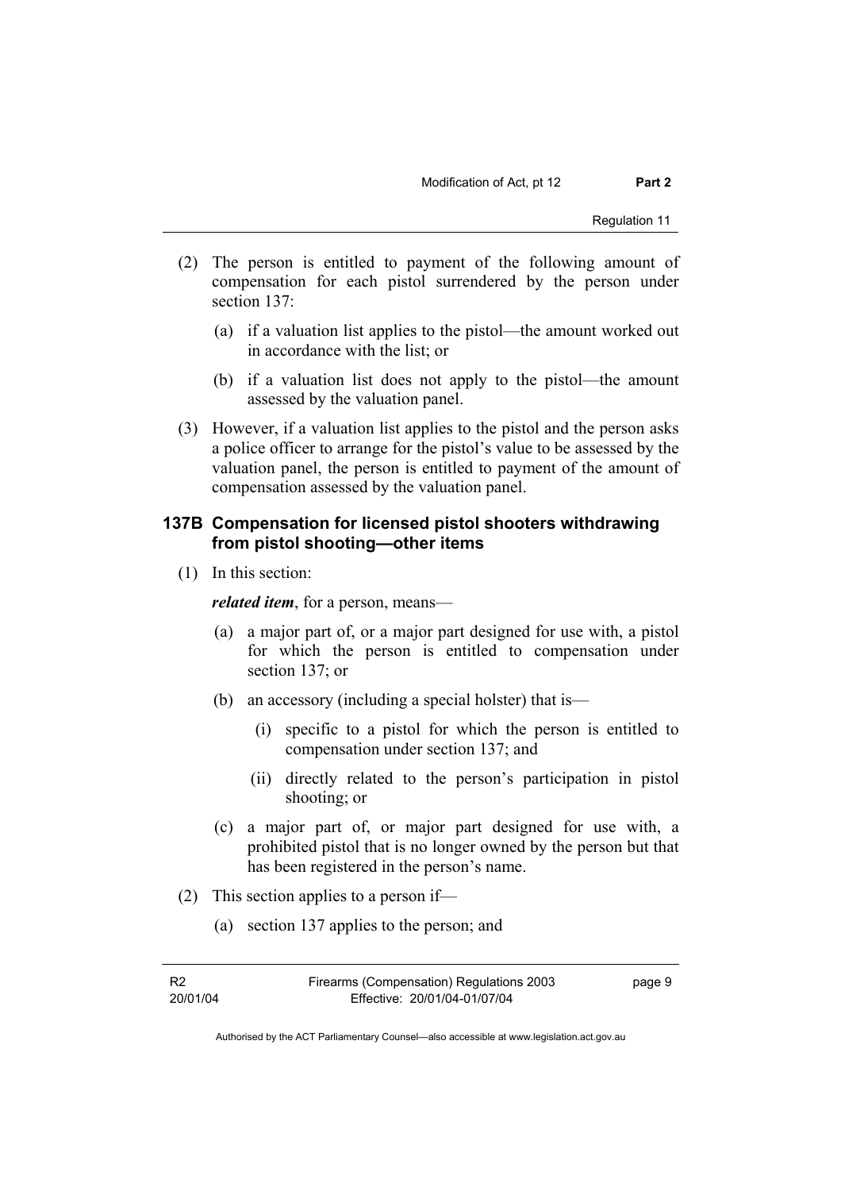(2) The person is entitled to payment of the following amount of compensation for each pistol surrendered by the person under section 137:

(a) if a valuation list applies to the pistol—the amount worked out in accordance with the list; or

(b) if a valuation list does not apply to the pistol—the amount assessed by the valuation panel.

(3) However, if a valuation list applies to the pistol and the person asks a police officer to arrange for the pistol's value to be assessed by the valuation panel, the person is entitled to payment of the amount of compensation assessed by the valuation panel.

### 137B Compensation for licensed pistol shooters withdrawing from pistol shooting—other items

(1) In this section:

***related item***, for a person, means—

(a) a major part of, or a major part designed for use with, a pistol for which the person is entitled to compensation under section 137; or

(b) an accessory (including a special holster) that is—

(i) specific to a pistol for which the person is entitled to compensation under section 137; and

(ii) directly related to the person's participation in pistol shooting; or

(c) a major part of, or major part designed for use with, a prohibited pistol that is no longer owned by the person but that has been registered in the person's name.

(2) This section applies to a person if—

(a) section 137 applies to the person; and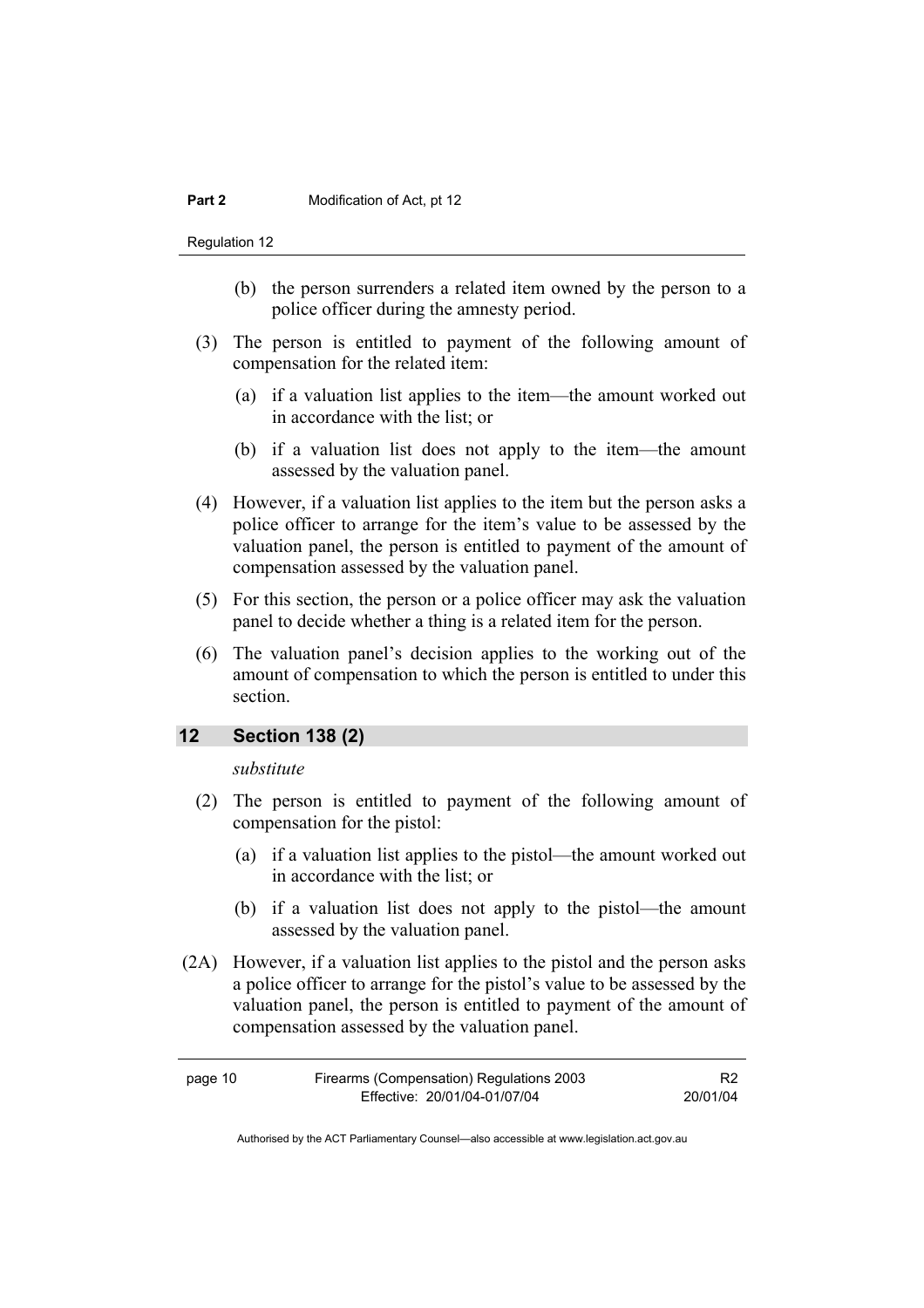(b) the person surrenders a related item owned by the person to a police officer during the amnesty period.

(3) The person is entitled to payment of the following amount of compensation for the related item:

(a) if a valuation list applies to the item—the amount worked out in accordance with the list; or

(b) if a valuation list does not apply to the item—the amount assessed by the valuation panel.

(4) However, if a valuation list applies to the item but the person asks a police officer to arrange for the item's value to be assessed by the valuation panel, the person is entitled to payment of the amount of compensation assessed by the valuation panel.

(5) For this section, the person or a police officer may ask the valuation panel to decide whether a thing is a related item for the person.

(6) The valuation panel's decision applies to the working out of the amount of compensation to which the person is entitled to under this section.

## 12 Section 138 (2)

*substitute*

(2) The person is entitled to payment of the following amount of compensation for the pistol:

(a) if a valuation list applies to the pistol—the amount worked out in accordance with the list; or

(b) if a valuation list does not apply to the pistol—the amount assessed by the valuation panel.

(2A) However, if a valuation list applies to the pistol and the person asks a police officer to arrange for the pistol's value to be assessed by the valuation panel, the person is entitled to payment of the amount of compensation assessed by the valuation panel.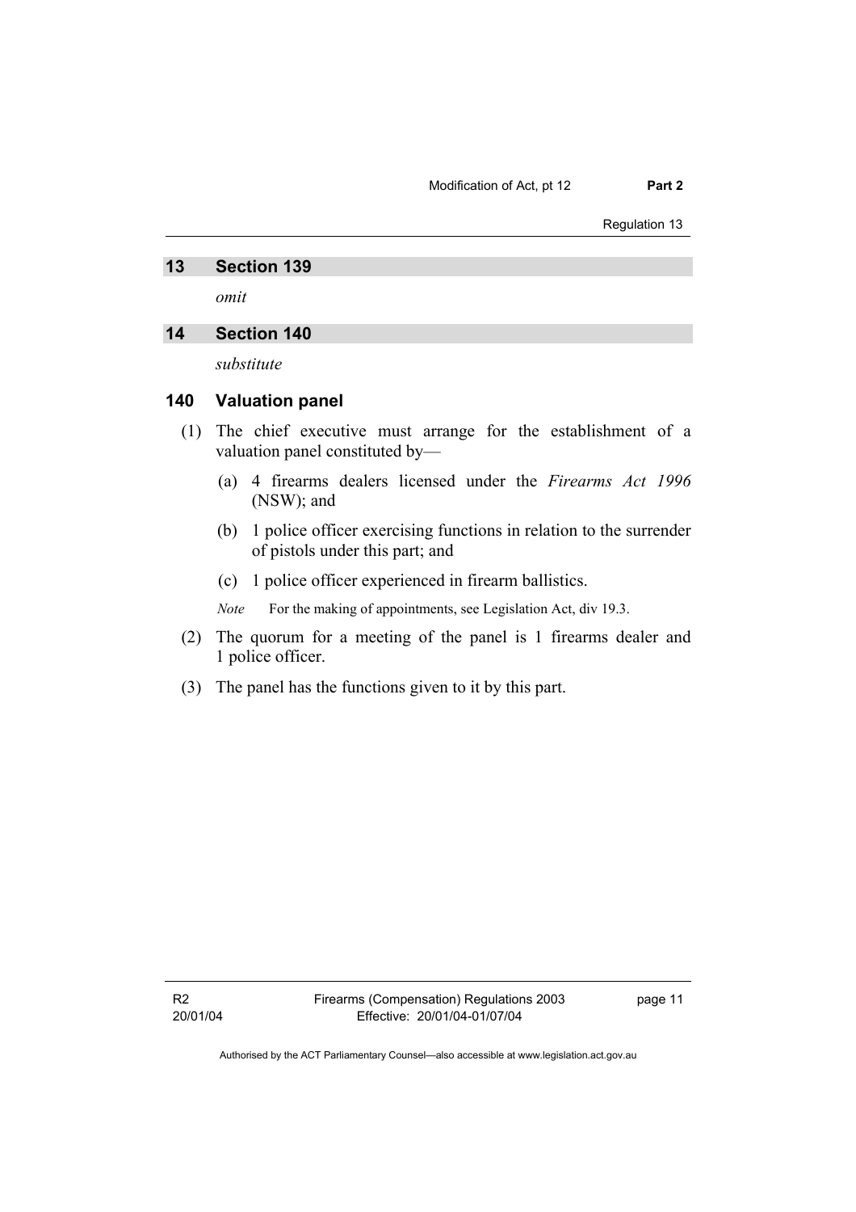## 13 Section 139

*omit*

## 14 Section 140

*substitute*

### 140 Valuation panel

(1) The chief executive must arrange for the establishment of a valuation panel constituted by—

(a) 4 firearms dealers licensed under the *Firearms Act 1996* (NSW); and

(b) 1 police officer exercising functions in relation to the surrender of pistols under this part; and

(c) 1 police officer experienced in firearm ballistics.

*Note* For the making of appointments, see Legislation Act, div 19.3.

(2) The quorum for a meeting of the panel is 1 firearms dealer and 1 police officer.

(3) The panel has the functions given to it by this part.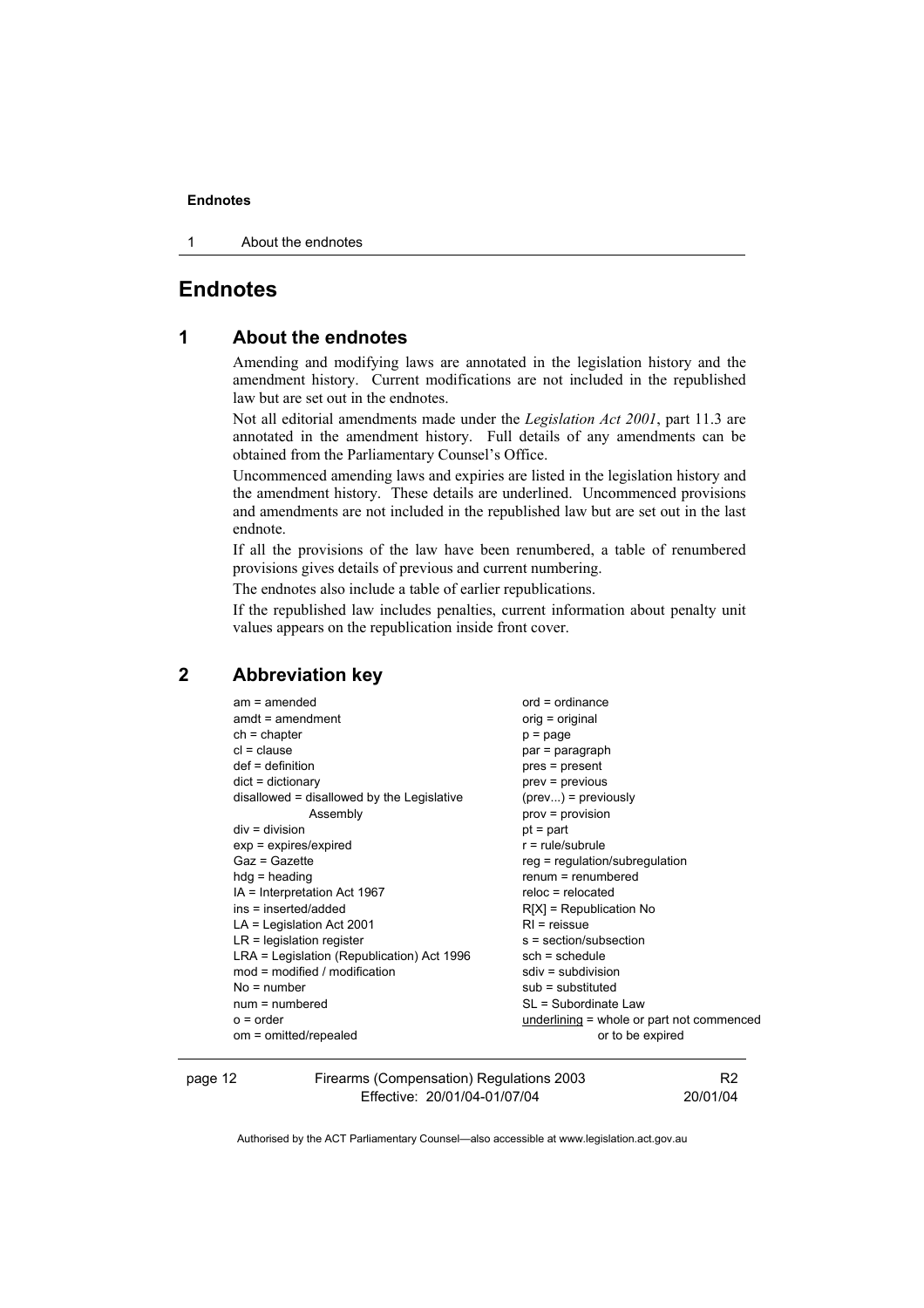# Endnotes

## 1 About the endnotes

Amending and modifying laws are annotated in the legislation history and the amendment history. Current modifications are not included in the republished law but are set out in the endnotes.

Not all editorial amendments made under the *Legislation Act 2001*, part 11.3 are annotated in the amendment history. Full details of any amendments can be obtained from the Parliamentary Counsel's Office.

Uncommenced amending laws and expiries are listed in the legislation history and the amendment history. These details are underlined. Uncommenced provisions and amendments are not included in the republished law but are set out in the last endnote.

If all the provisions of the law have been renumbered, a table of renumbered provisions gives details of previous and current numbering.

The endnotes also include a table of earlier republications.

If the republished law includes penalties, current information about penalty unit values appears on the republication inside front cover.

## 2 Abbreviation key

am = amended
amdt = amendment
ch = chapter
cl = clause
def = definition
dict = dictionary
disallowed = disallowed by the Legislative Assembly
div = division
exp = expires/expired
Gaz = Gazette
hdg = heading
IA = Interpretation Act 1967
ins = inserted/added
LA = Legislation Act 2001
LR = legislation register
LRA = Legislation (Republication) Act 1996
mod = modified / modification
No = number
num = numbered
o = order
om = omitted/repealed
ord = ordinance
orig = original
p = page
par = paragraph
pres = present
prev = previous
(prev...) = previously
prov = provision
pt = part
r = rule/subrule
reg = regulation/subregulation
renum = renumbered
reloc = relocated
R[X] = Republication No
RI = reissue
s = section/subsection
sch = schedule
sdiv = subdivision
sub = substituted
SL = Subordinate Law
<u>underlining</u> = whole or part not commenced or to be expired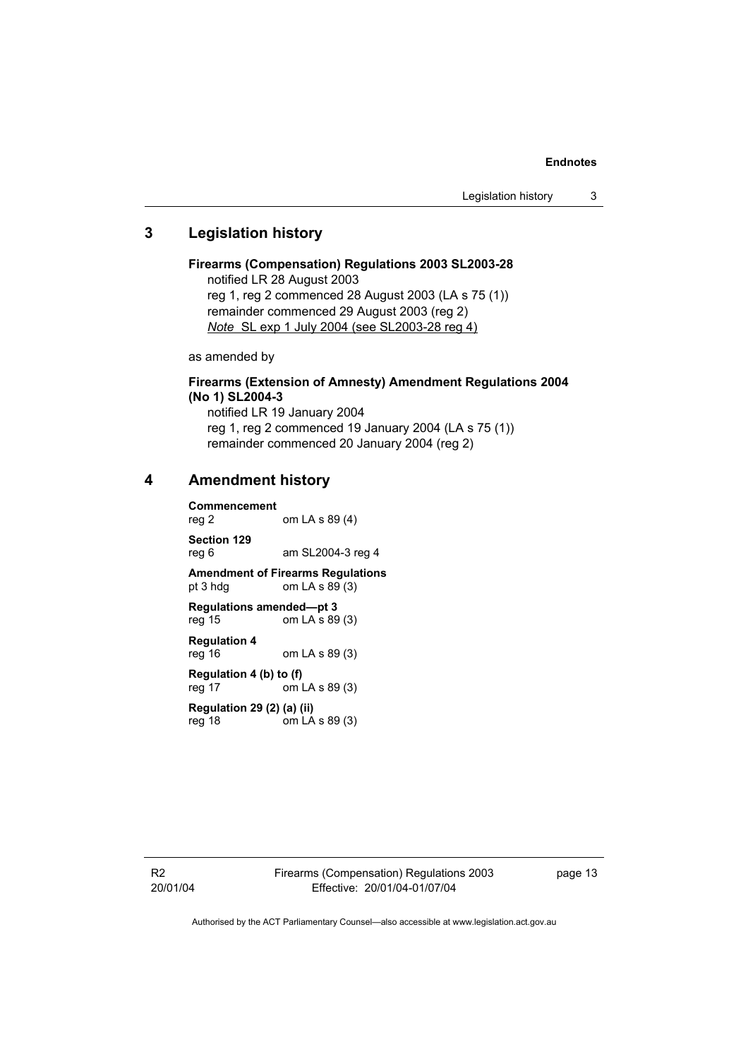## 3 Legislation history

**Firearms (Compensation) Regulations 2003 SL2003-28**

notified LR 28 August 2003

reg 1, reg 2 commenced 28 August 2003 (LA s 75 (1))

remainder commenced 29 August 2003 (reg 2)

*Note* SL exp 1 July 2004 (see SL2003-28 reg 4)

as amended by

**Firearms (Extension of Amnesty) Amendment Regulations 2004 (No 1) SL2004-3**

notified LR 19 January 2004

reg 1, reg 2 commenced 19 January 2004 (LA s 75 (1))

remainder commenced 20 January 2004 (reg 2)

## 4 Amendment history

**Commencement**
reg 2 om LA s 89 (4)

**Section 129**
reg 6 am SL2004-3 reg 4

**Amendment of Firearms Regulations**
pt 3 hdg om LA s 89 (3)

**Regulations amended—pt 3**
reg 15 om LA s 89 (3)

**Regulation 4**
reg 16 om LA s 89 (3)

**Regulation 4 (b) to (f)**
reg 17 om LA s 89 (3)

**Regulation 29 (2) (a) (ii)**
reg 18 om LA s 89 (3)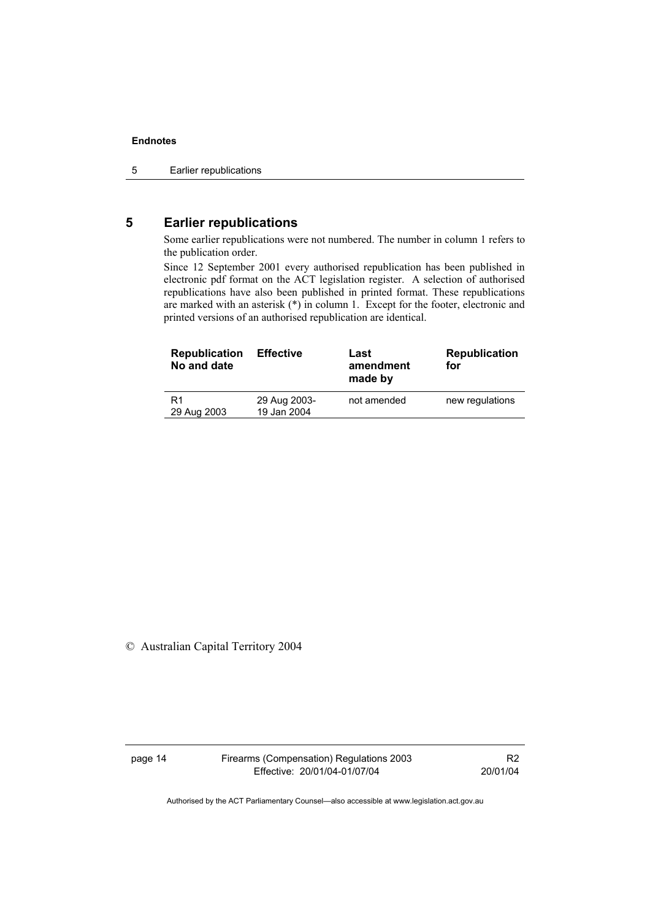## 5 Earlier republications

Some earlier republications were not numbered. The number in column 1 refers to the publication order.

Since 12 September 2001 every authorised republication has been published in electronic pdf format on the ACT legislation register. A selection of authorised republications have also been published in printed format. These republications are marked with an asterisk (*) in column 1. Except for the footer, electronic and printed versions of an authorised republication are identical.

| Republication No and date | Effective | Last amendment made by | Republication for |
|---|---|---|---|
| R1 29 Aug 2003 | 29 Aug 2003-19 Jan 2004 | not amended | new regulations |

© Australian Capital Territory 2004